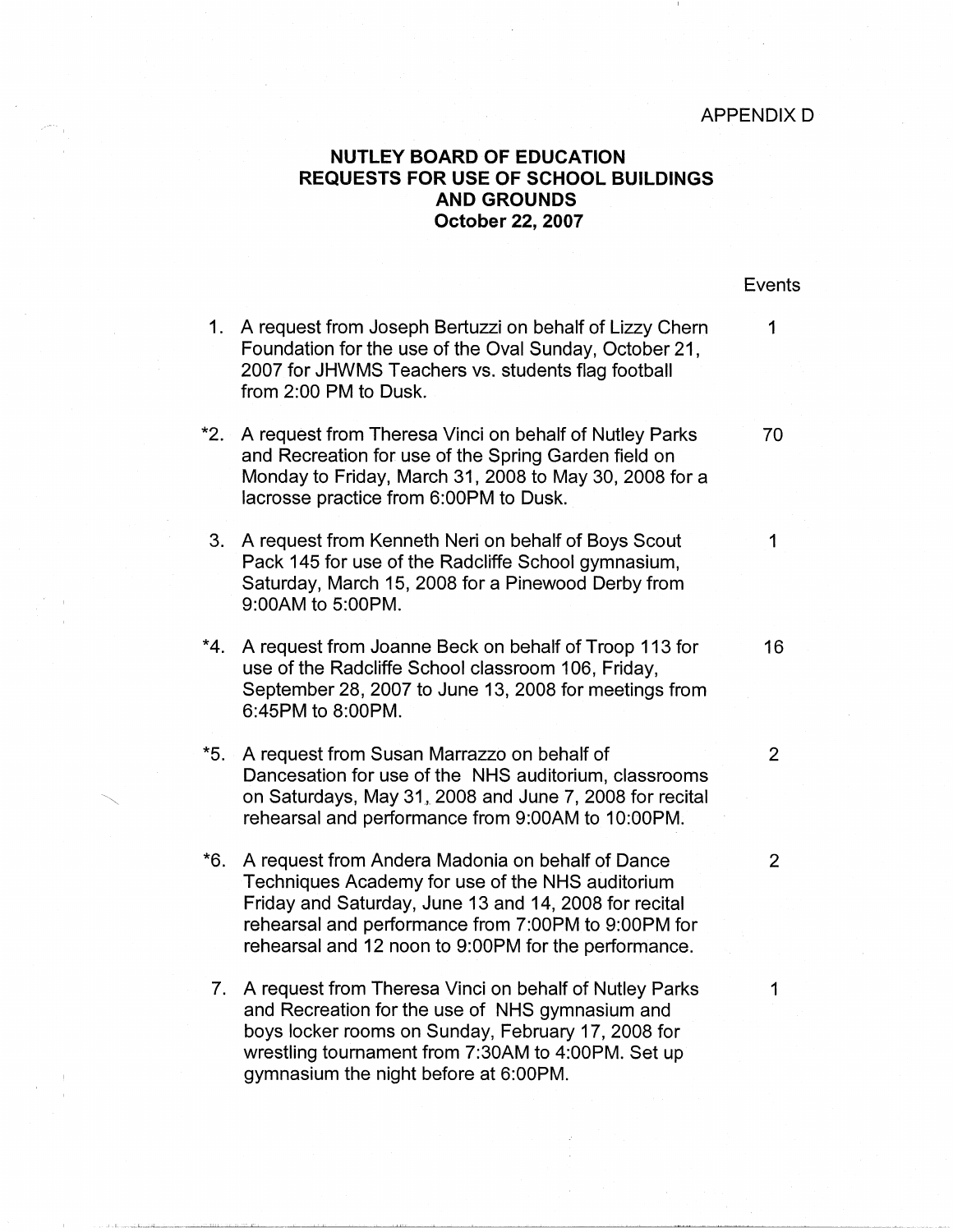APPENDIX D

# NUTLEY BOARD OF EDUCATION
# REQUESTS FOR USE OF SCHOOL BUILDINGS AND GROUNDS
## October 22, 2007

| | | Events |
|---|---|---|
| 1. | A request from Joseph Bertuzzi on behalf of Lizzy Chern Foundation for the use of the Oval Sunday, October 21, 2007 for JHWMS Teachers vs. students flag football from 2:00 PM to Dusk. | 1 |
| *2. | A request from Theresa Vinci on behalf of Nutley Parks and Recreation for use of the Spring Garden field on Monday to Friday, March 31, 2008 to May 30, 2008 for a lacrosse practice from 6:00PM to Dusk. | 70 |
| 3. | A request from Kenneth Neri on behalf of Boys Scout Pack 145 for use of the Radcliffe School gymnasium, Saturday, March 15, 2008 for a Pinewood Derby from 9:00AM to 5:00PM. | 1 |
| *4. | A request from Joanne Beck on behalf of Troop 113 for use of the Radcliffe School classroom 106, Friday, September 28, 2007 to June 13, 2008 for meetings from 6:45PM to 8:00PM. | 16 |
| *5. | A request from Susan Marrazzo on behalf of Dancesation for use of the NHS auditorium, classrooms on Saturdays, May 31, 2008 and June 7, 2008 for recital rehearsal and performance from 9:00AM to 10:00PM. | 2 |
| *6. | A request from Andera Madonia on behalf of Dance Techniques Academy for use of the NHS auditorium Friday and Saturday, June 13 and 14, 2008 for recital rehearsal and performance from 7:00PM to 9:00PM for rehearsal and 12 noon to 9:00PM for the performance. | 2 |
| 7. | A request from Theresa Vinci on behalf of Nutley Parks and Recreation for the use of NHS gymnasium and boys locker rooms on Sunday, February 17, 2008 for wrestling tournament from 7:30AM to 4:00PM. Set up gymnasium the night before at 6:00PM. | 1 |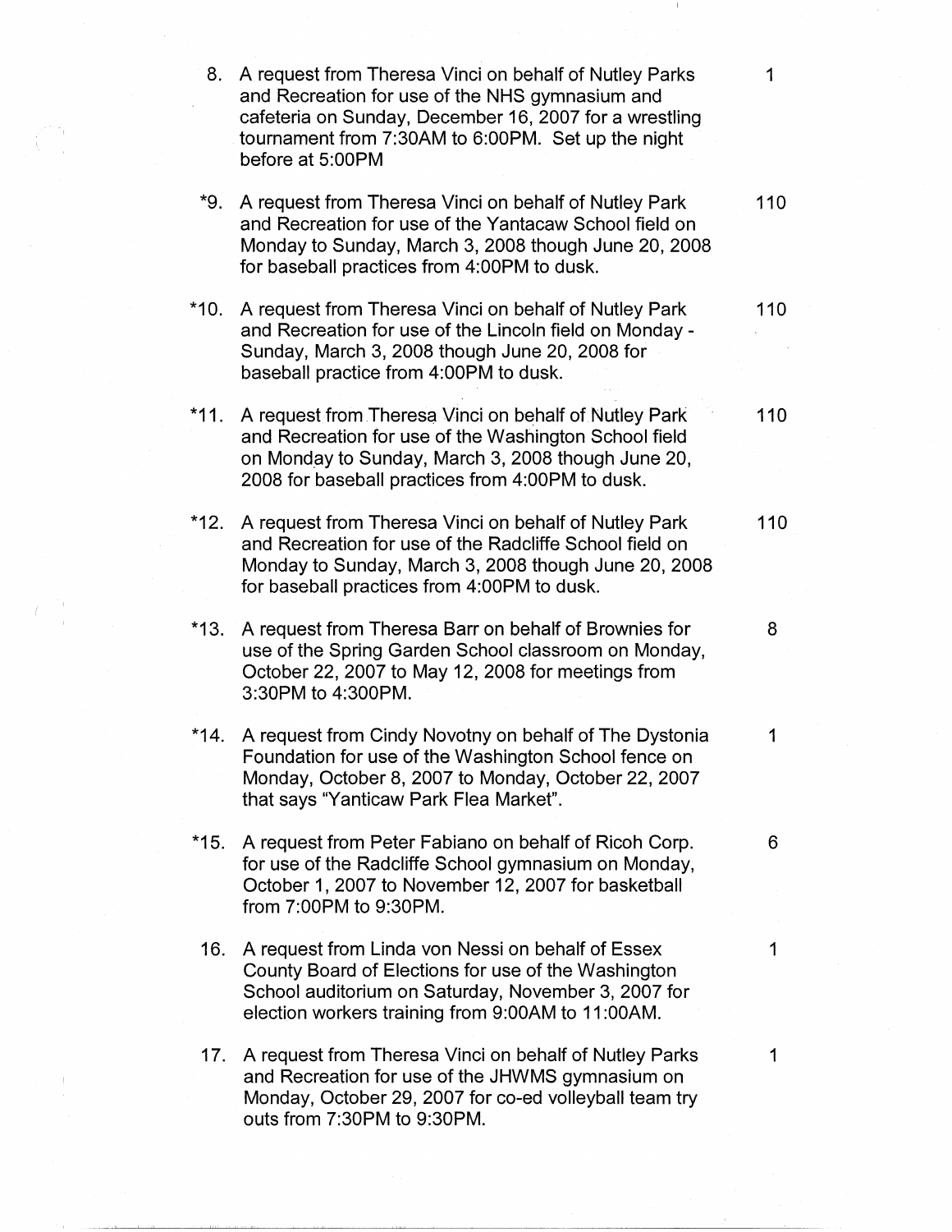| | | |
|---|---|---|
| 8. | A request from Theresa Vinci on behalf of Nutley Parks and Recreation for use of the NHS gymnasium and cafeteria on Sunday, December 16, 2007 for a wrestling tournament from 7:30AM to 6:00PM. Set up the night before at 5:00PM | 1 |
| *9. | A request from Theresa Vinci on behalf of Nutley Park and Recreation for use of the Yantacaw School field on Monday to Sunday, March 3, 2008 though June 20, 2008 for baseball practices from 4:00PM to dusk. | 110 |
| *10. | A request from Theresa Vinci on behalf of Nutley Park and Recreation for use of the Lincoln field on Monday - Sunday, March 3, 2008 though June 20, 2008 for baseball practice from 4:00PM to dusk. | 110 |
| *11. | A request from Theresa Vinci on behalf of Nutley Park and Recreation for use of the Washington School field on Monday to Sunday, March 3, 2008 though June 20, 2008 for baseball practices from 4:00PM to dusk. | 110 |
| *12. | A request from Theresa Vinci on behalf of Nutley Park and Recreation for use of the Radcliffe School field on Monday to Sunday, March 3, 2008 though June 20, 2008 for baseball practices from 4:00PM to dusk. | 110 |
| *13. | A request from Theresa Barr on behalf of Brownies for use of the Spring Garden School classroom on Monday, October 22, 2007 to May 12, 2008 for meetings from 3:30PM to 4:300PM. | 8 |
| *14. | A request from Cindy Novotny on behalf of The Dystonia Foundation for use of the Washington School fence on Monday, October 8, 2007 to Monday, October 22, 2007 that says "Yanticaw Park Flea Market". | 1 |
| *15. | A request from Peter Fabiano on behalf of Ricoh Corp. for use of the Radcliffe School gymnasium on Monday, October 1, 2007 to November 12, 2007 for basketball from 7:00PM to 9:30PM. | 6 |
| 16. | A request from Linda von Nessi on behalf of Essex County Board of Elections for use of the Washington School auditorium on Saturday, November 3, 2007 for election workers training from 9:00AM to 11:00AM. | 1 |
| 17. | A request from Theresa Vinci on behalf of Nutley Parks and Recreation for use of the JHWMS gymnasium on Monday, October 29, 2007 for co-ed volleyball team try outs from 7:30PM to 9:30PM. | 1 |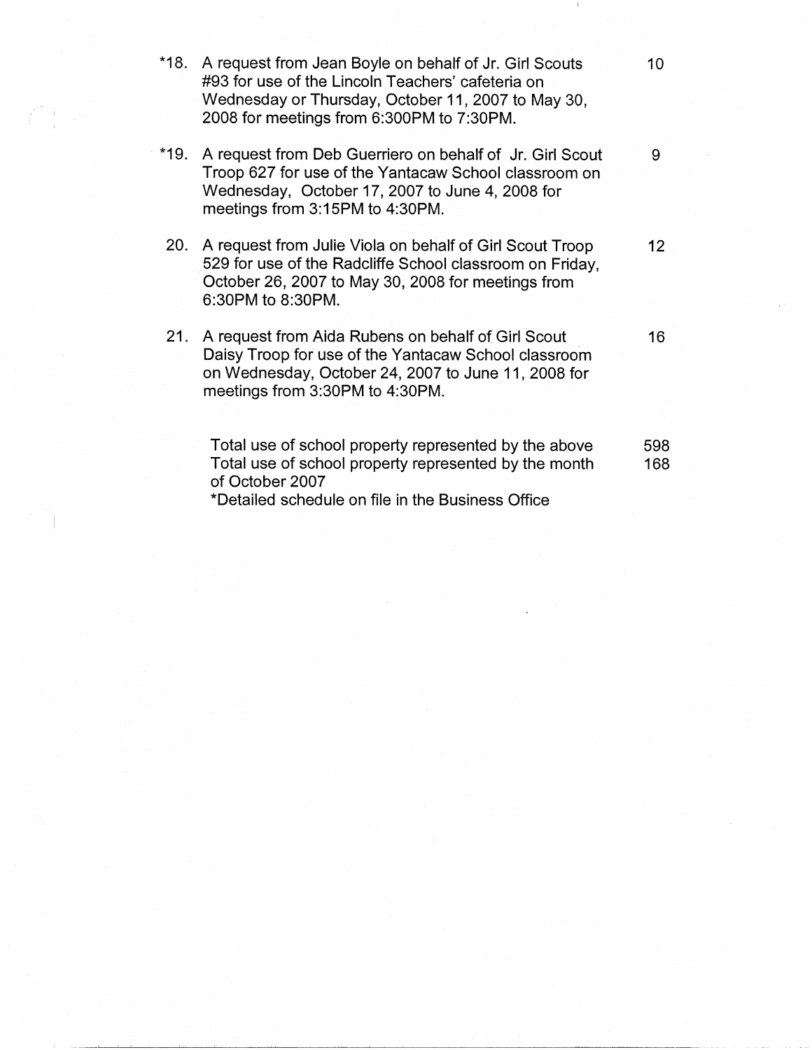| | | |
|---|---|---|
| *18. | A request from Jean Boyle on behalf of Jr. Girl Scouts #93 for use of the Lincoln Teachers' cafeteria on Wednesday or Thursday, October 11, 2007 to May 30, 2008 for meetings from 6:300PM to 7:30PM. | 10 |
| *19. | A request from Deb Guerriero on behalf of Jr. Girl Scout Troop 627 for use of the Yantacaw School classroom on Wednesday, October 17, 2007 to June 4, 2008 for meetings from 3:15PM to 4:30PM. | 9 |
| 20. | A request from Julie Viola on behalf of Girl Scout Troop 529 for use of the Radcliffe School classroom on Friday, October 26, 2007 to May 30, 2008 for meetings from 6:30PM to 8:30PM. | 12 |
| 21. | A request from Aida Rubens on behalf of Girl Scout Daisy Troop for use of the Yantacaw School classroom on Wednesday, October 24, 2007 to June 11, 2008 for meetings from 3:30PM to 4:30PM. | 16 |
| | Total use of school property represented by the above | 598 |
| | Total use of school property represented by the month of October 2007 | 168 |

*Detailed schedule on file in the Business Office